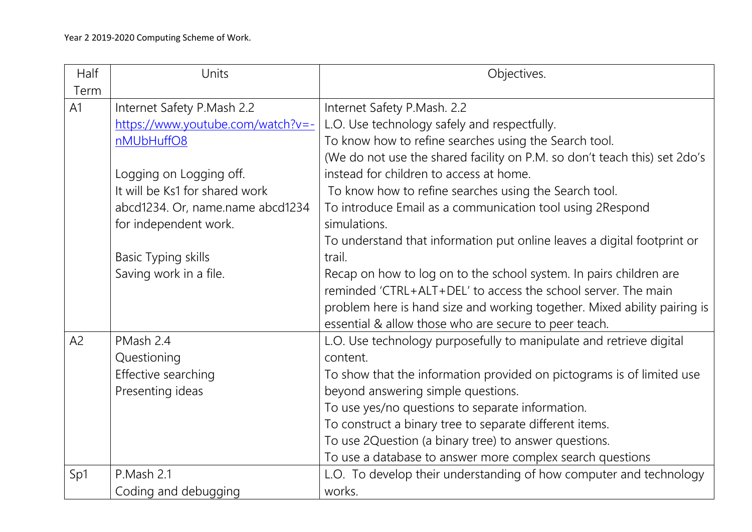Year 2 2019-2020 Computing Scheme of Work.

| Half Term | Units | Objectives. |
|---|---|---|
| A1 | Internet Safety P.Mash 2.2<br>https://www.youtube.com/watch?v=-nMUbHuffO8<br><br>Logging on Logging off.<br>It will be Ks1 for shared work abcd1234. Or, name.name abcd1234 for independent work.<br><br>Basic Typing skills<br>Saving work in a file. | Internet Safety P.Mash. 2.2<br>L.O. Use technology safely and respectfully.<br>To know how to refine searches using the Search tool.<br>(We do not use the shared facility on P.M. so don't teach this) set 2do's instead for children to access at home.<br>To know how to refine searches using the Search tool.<br>To introduce Email as a communication tool using 2Respond simulations.<br>To understand that information put online leaves a digital footprint or trail.<br>Recap on how to log on to the school system. In pairs children are reminded 'CTRL+ALT+DEL' to access the school server. The main problem here is hand size and working together. Mixed ability pairing is essential & allow those who are secure to peer teach. |
| A2 | PMash 2.4<br>Questioning<br>Effective searching<br>Presenting ideas | L.O. Use technology purposefully to manipulate and retrieve digital content.<br>To show that the information provided on pictograms is of limited use beyond answering simple questions.<br>To use yes/no questions to separate information.<br>To construct a binary tree to separate different items.<br>To use 2Question (a binary tree) to answer questions.<br>To use a database to answer more complex search questions |
| Sp1 | P.Mash 2.1<br>Coding and debugging | L.O. To develop their understanding of how computer and technology works. |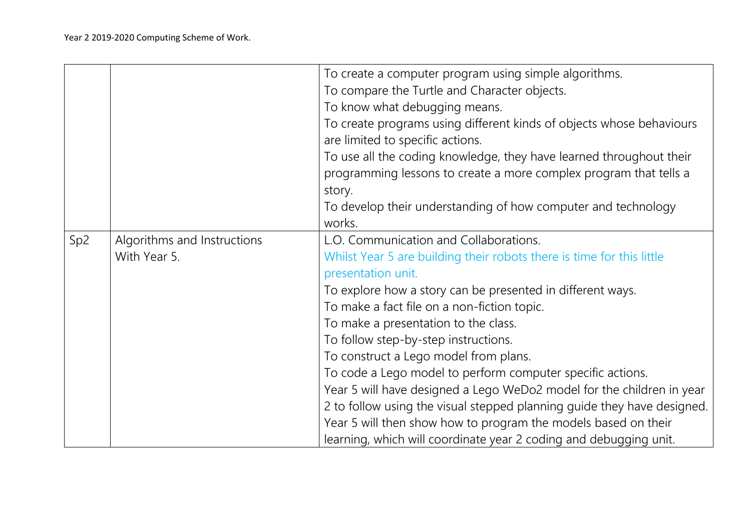| | | |
|---|---|---|
| | | To create a computer program using simple algorithms.<br>To compare the Turtle and Character objects.<br>To know what debugging means.<br>To create programs using different kinds of objects whose behaviours are limited to specific actions.<br>To use all the coding knowledge, they have learned throughout their programming lessons to create a more complex program that tells a story.<br>To develop their understanding of how computer and technology works. |
| Sp2 | Algorithms and Instructions<br>With Year 5. | L.O. Communication and Collaborations.<br>Whilst Year 5 are building their robots there is time for this little presentation unit.<br>To explore how a story can be presented in different ways.<br>To make a fact file on a non-fiction topic.<br>To make a presentation to the class.<br>To follow step-by-step instructions.<br>To construct a Lego model from plans.<br>To code a Lego model to perform computer specific actions.<br>Year 5 will have designed a Lego WeDo2 model for the children in year 2 to follow using the visual stepped planning guide they have designed.<br>Year 5 will then show how to program the models based on their learning, which will coordinate year 2 coding and debugging unit. |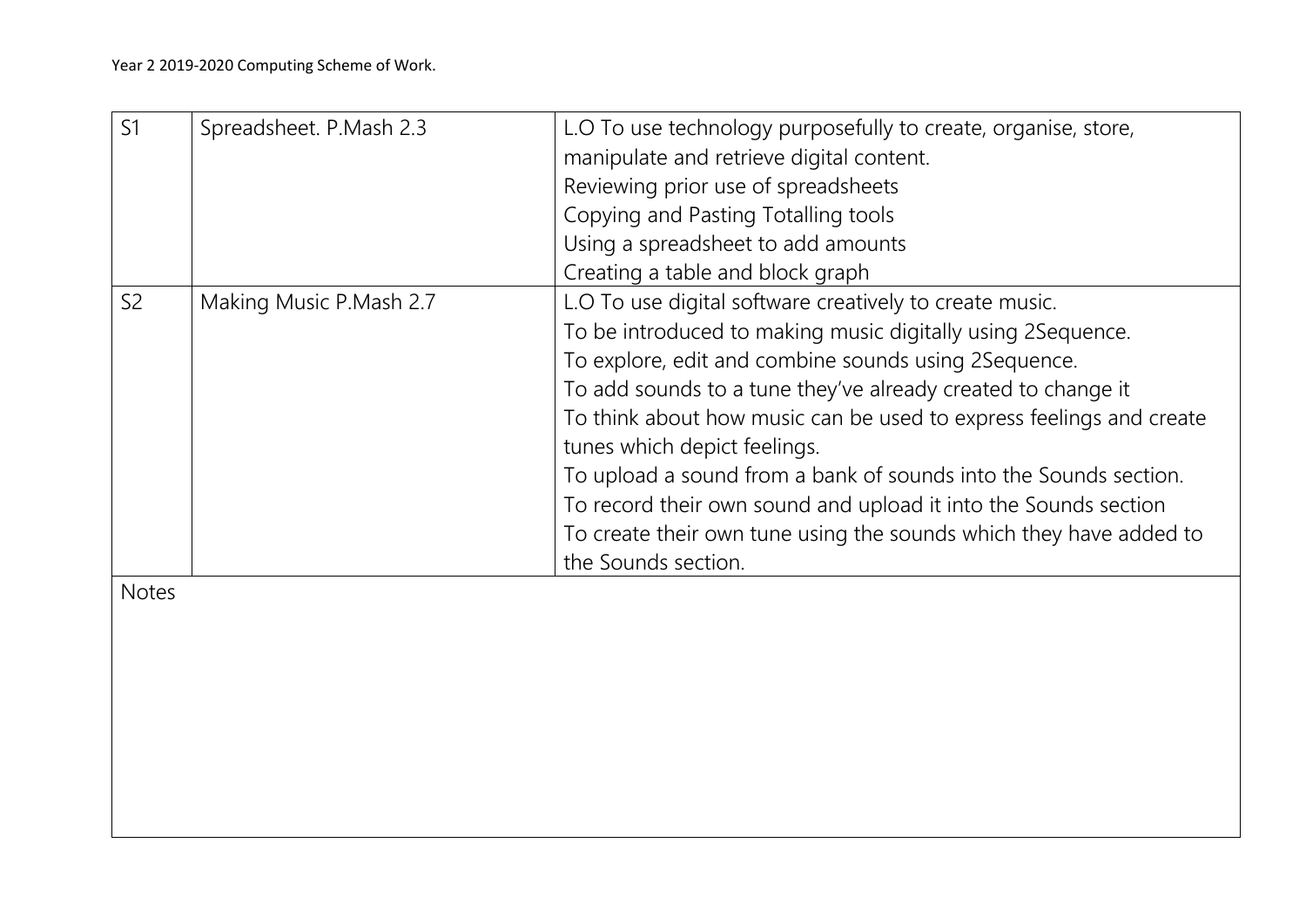| | | |
|---|---|---|
| S1 | Spreadsheet. P.Mash 2.3 | L.O To use technology purposefully to create, organise, store, manipulate and retrieve digital content.<br>Reviewing prior use of spreadsheets<br>Copying and Pasting Totalling tools<br>Using a spreadsheet to add amounts<br>Creating a table and block graph |
| S2 | Making Music P.Mash 2.7 | L.O To use digital software creatively to create music.<br>To be introduced to making music digitally using 2Sequence.<br>To explore, edit and combine sounds using 2Sequence.<br>To add sounds to a tune they've already created to change it<br>To think about how music can be used to express feelings and create tunes which depict feelings.<br>To upload a sound from a bank of sounds into the Sounds section.<br>To record their own sound and upload it into the Sounds section<br>To create their own tune using the sounds which they have added to the Sounds section. |
| Notes | | |